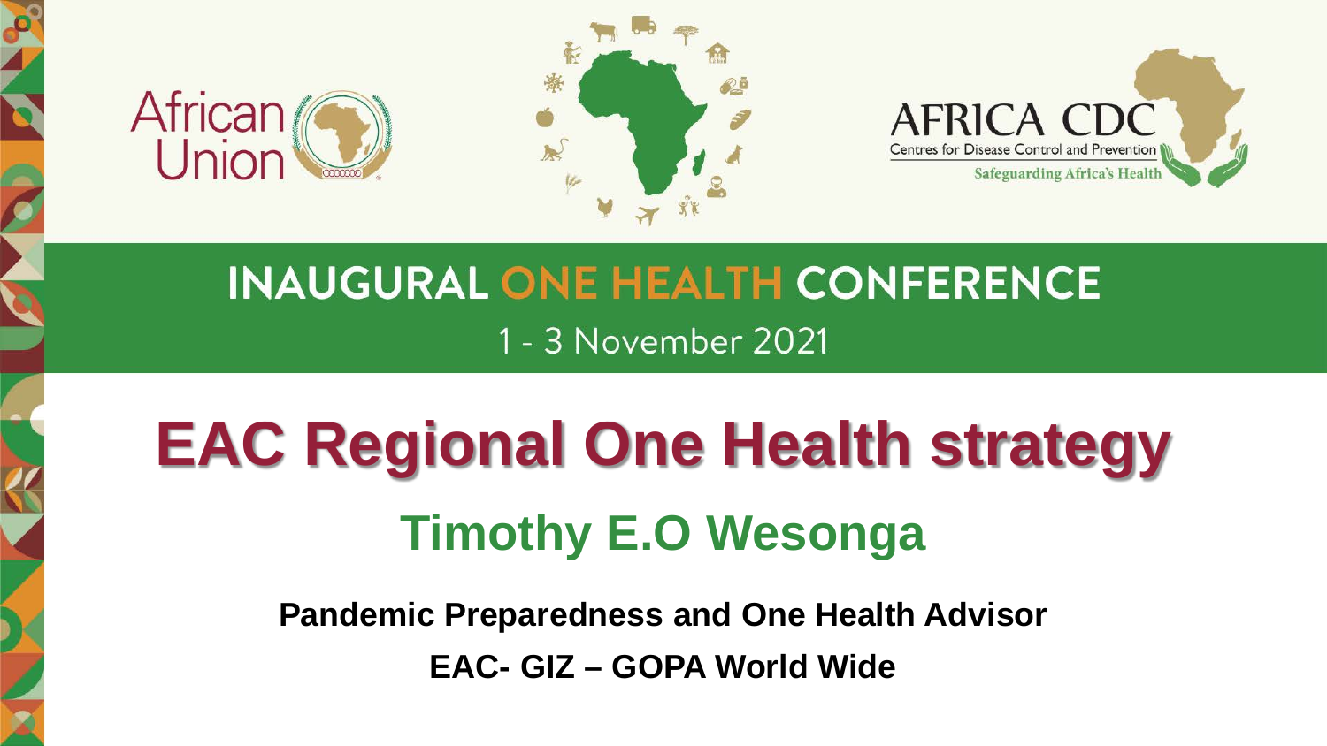African Union

AFRICA CDC
Centres for Disease Control and Prevention
Safeguarding Africa's Health

INAUGURAL ONE HEALTH CONFERENCE

1 - 3 November 2021

# EAC Regional One Health strategy

## Timothy E.O Wesonga

**Pandemic Preparedness and One Health Advisor**

**EAC- GIZ – GOPA World Wide**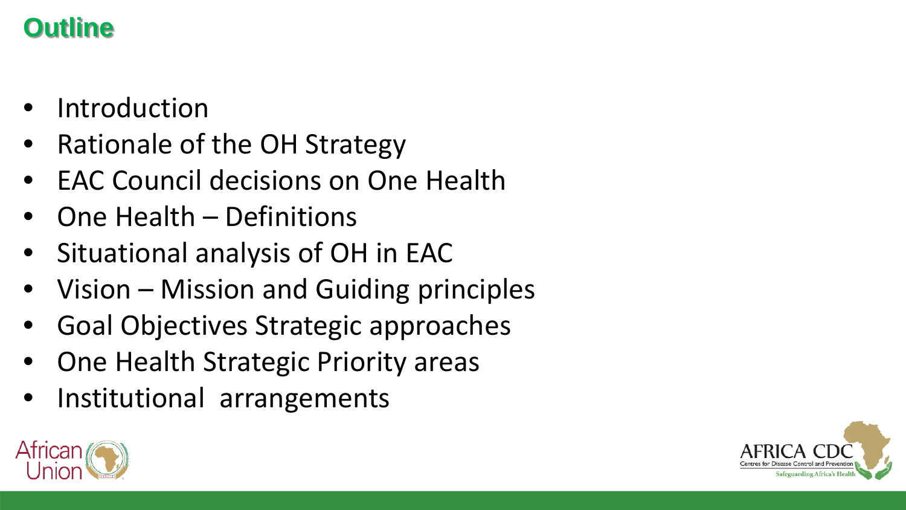# Outline

- Introduction
- Rationale of the OH Strategy
- EAC Council decisions on One Health
- One Health – Definitions
- Situational analysis of OH in EAC
- Vision – Mission and Guiding principles
- Goal Objectives Strategic approaches
- One Health Strategic Priority areas
- Institutional arrangements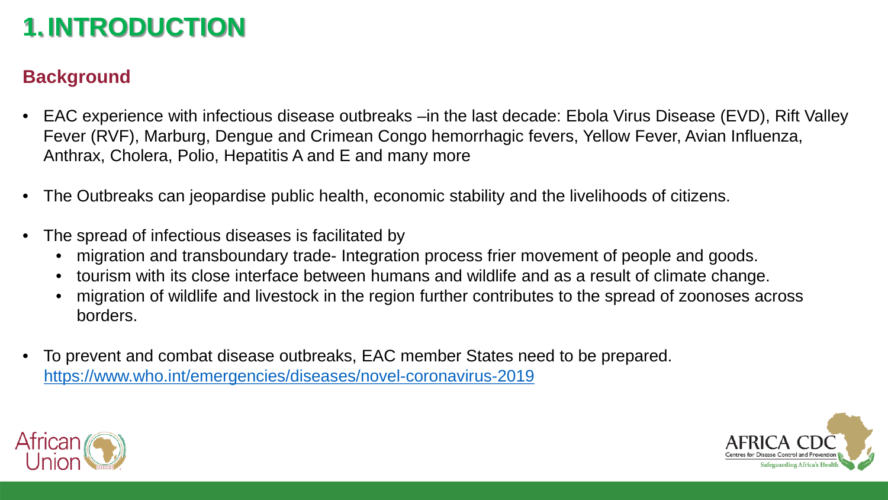# 1. INTRODUCTION

## Background

- EAC experience with infectious disease outbreaks –in the last decade: Ebola Virus Disease (EVD), Rift Valley Fever (RVF), Marburg, Dengue and Crimean Congo hemorrhagic fevers, Yellow Fever, Avian Influenza, Anthrax, Cholera, Polio, Hepatitis A and E and many more
- The Outbreaks can jeopardise public health, economic stability and the livelihoods of citizens.
- The spread of infectious diseases is facilitated by
  - migration and transboundary trade- Integration process frier movement of people and goods.
  - tourism with its close interface between humans and wildlife and as a result of climate change.
  - migration of wildlife and livestock in the region further contributes to the spread of zoonoses across borders.
- To prevent and combat disease outbreaks, EAC member States need to be prepared. https://www.who.int/emergencies/diseases/novel-coronavirus-2019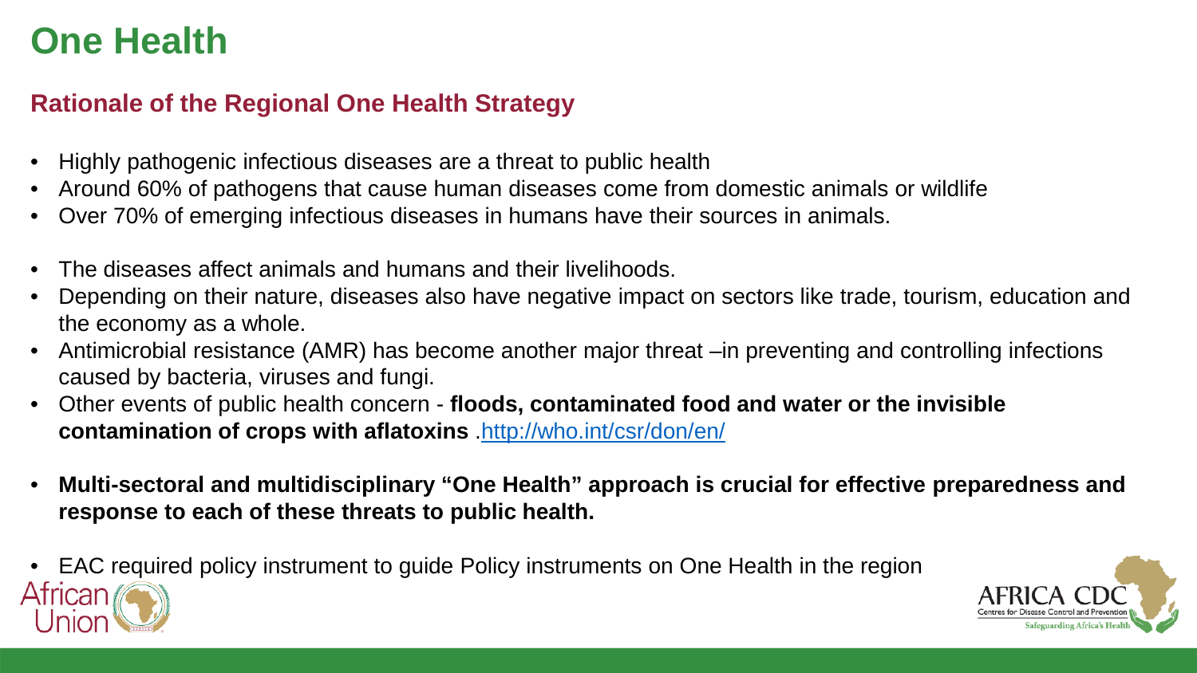# One Health

## Rationale of the Regional One Health Strategy

- Highly pathogenic infectious diseases are a threat to public health
- Around 60% of pathogens that cause human diseases come from domestic animals or wildlife
- Over 70% of emerging infectious diseases in humans have their sources in animals.

- The diseases affect animals and humans and their livelihoods.
- Depending on their nature, diseases also have negative impact on sectors like trade, tourism, education and the economy as a whole.
- Antimicrobial resistance (AMR) has become another major threat –in preventing and controlling infections caused by bacteria, viruses and fungi.
- Other events of public health concern - **floods, contaminated food and water or the invisible contamination of crops with aflatoxins** .http://who.int/csr/don/en/

- **Multi-sectoral and multidisciplinary "One Health" approach is crucial for effective preparedness and response to each of these threats to public health.**

- EAC required policy instrument to guide Policy instruments on One Health in the region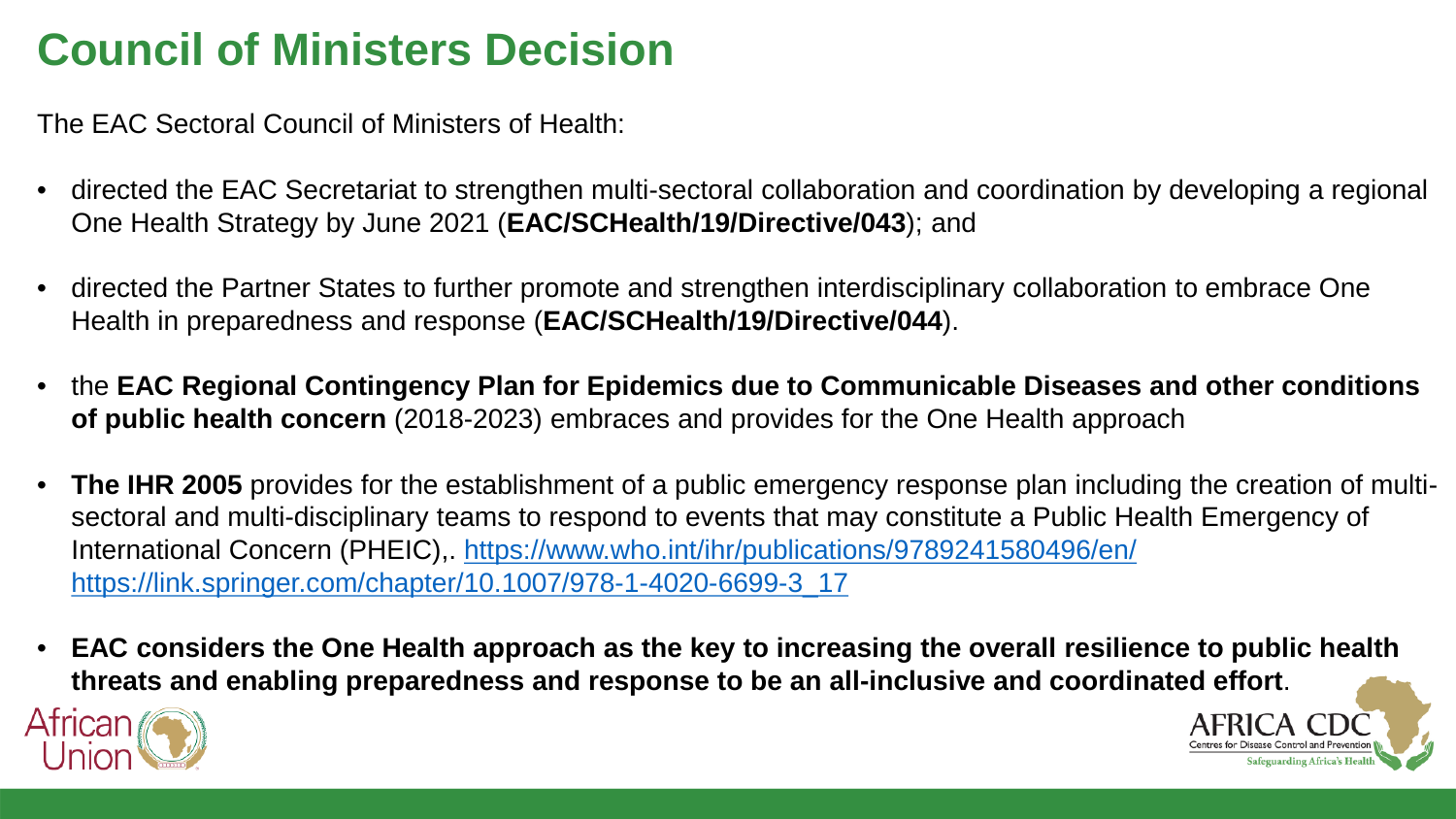# Council of Ministers Decision

The EAC Sectoral Council of Ministers of Health:

- directed the EAC Secretariat to strengthen multi-sectoral collaboration and coordination by developing a regional One Health Strategy by June 2021 (**EAC/SCHealth/19/Directive/043**); and
- directed the Partner States to further promote and strengthen interdisciplinary collaboration to embrace One Health in preparedness and response (**EAC/SCHealth/19/Directive/044**).
- the **EAC Regional Contingency Plan for Epidemics due to Communicable Diseases and other conditions of public health concern** (2018-2023) embraces and provides for the One Health approach
- **The IHR 2005** provides for the establishment of a public emergency response plan including the creation of multi-sectoral and multi-disciplinary teams to respond to events that may constitute a Public Health Emergency of International Concern (PHEIC),. https://www.who.int/ihr/publications/9789241580496/en/ https://link.springer.com/chapter/10.1007/978-1-4020-6699-3_17
- **EAC considers the One Health approach as the key to increasing the overall resilience to public health threats and enabling preparedness and response to be an all-inclusive and coordinated effort**.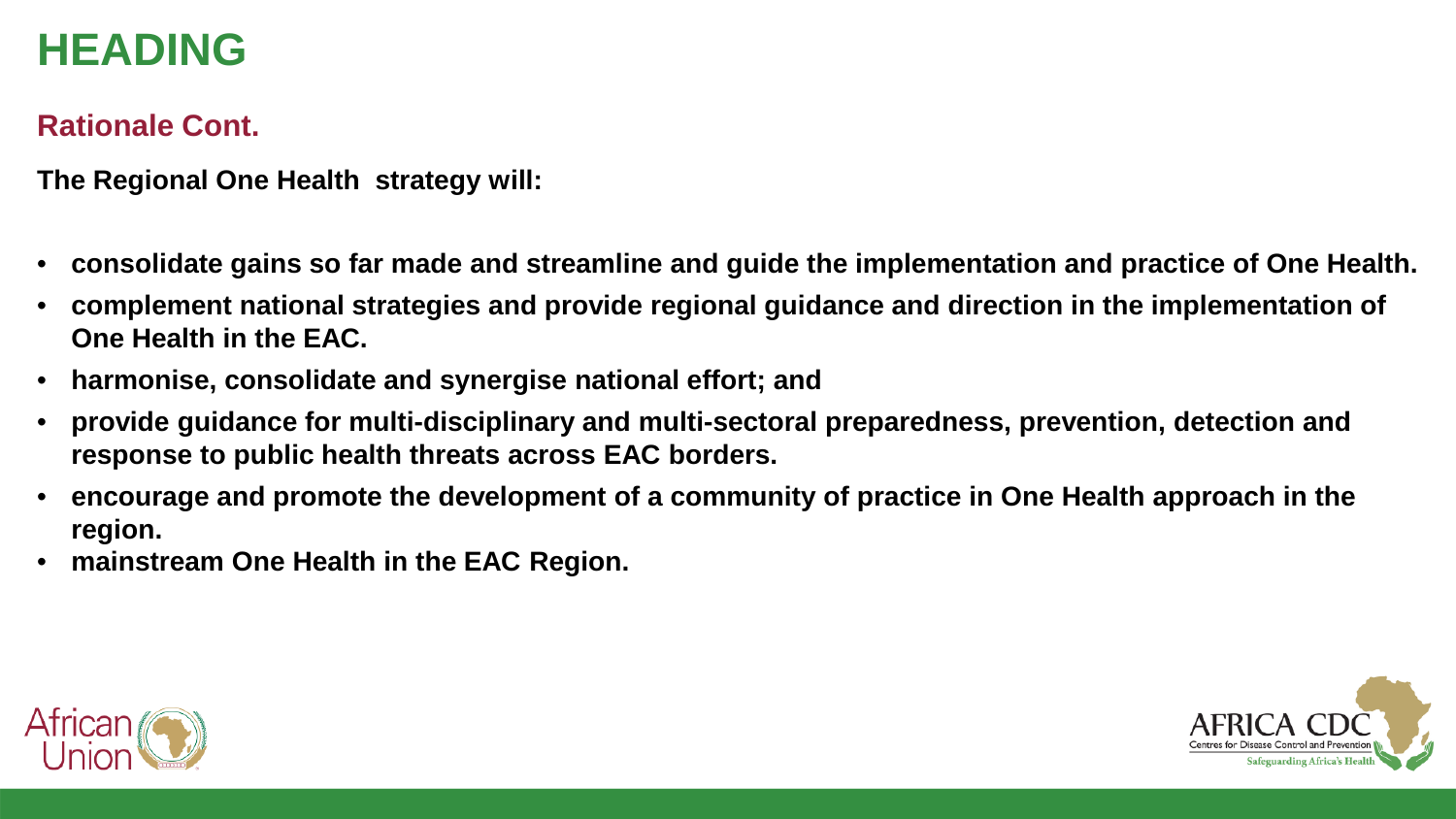# HEADING

## Rationale Cont.

**The Regional One Health strategy will:**

- **consolidate gains so far made and streamline and guide the implementation and practice of One Health.**
- **complement national strategies and provide regional guidance and direction in the implementation of One Health in the EAC.**
- **harmonise, consolidate and synergise national effort; and**
- **provide guidance for multi-disciplinary and multi-sectoral preparedness, prevention, detection and response to public health threats across EAC borders.**
- **encourage and promote the development of a community of practice in One Health approach in the region.**
- **mainstream One Health in the EAC Region.**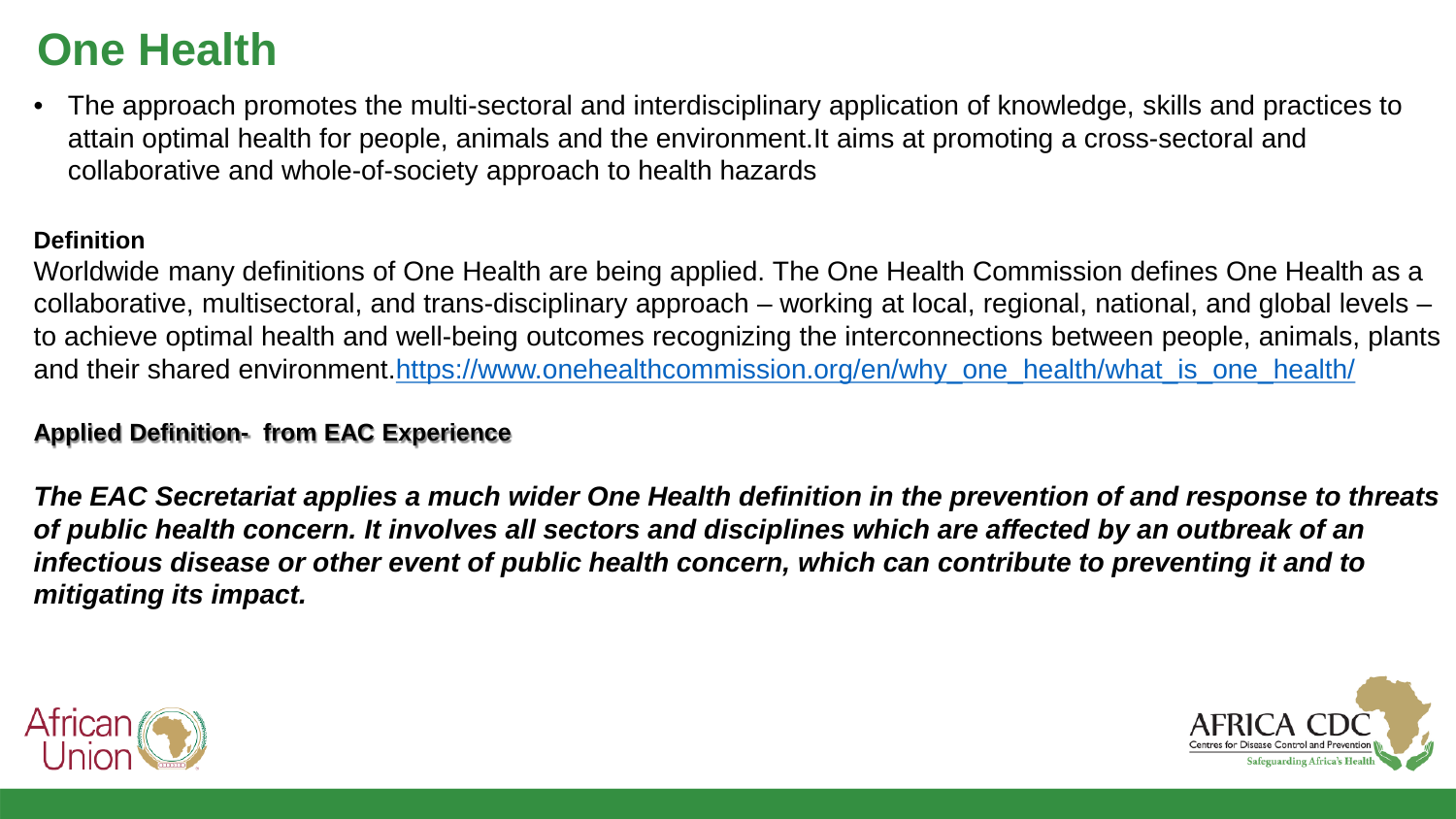# One Health

- The approach promotes the multi-sectoral and interdisciplinary application of knowledge, skills and practices to attain optimal health for people, animals and the environment.It aims at promoting a cross-sectoral and collaborative and whole-of-society approach to health hazards

**Definition**

Worldwide many definitions of One Health are being applied. The One Health Commission defines One Health as a collaborative, multisectoral, and trans-disciplinary approach – working at local, regional, national, and global levels – to achieve optimal health and well-being outcomes recognizing the interconnections between people, animals, plants and their shared environment.[https://www.onehealthcommission.org/en/why_one_health/what_is_one_health/](https://www.onehealthcommission.org/en/why_one_health/what_is_one_health/)

**Applied Definition- from EAC Experience**

***The EAC Secretariat applies a much wider One Health definition in the prevention of and response to threats of public health concern. It involves all sectors and disciplines which are affected by an outbreak of an infectious disease or other event of public health concern, which can contribute to preventing it and to mitigating its impact.***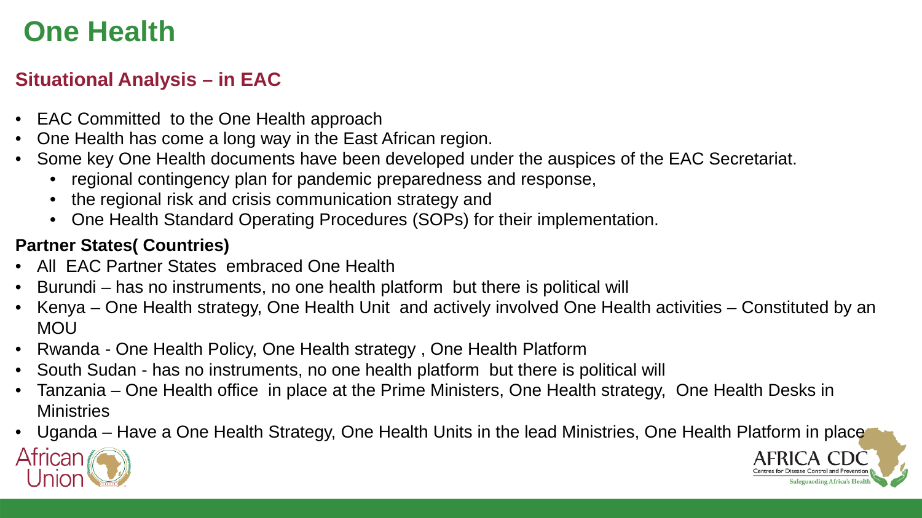# One Health

## Situational Analysis – in EAC

- EAC Committed to the One Health approach
- One Health has come a long way in the East African region.
- Some key One Health documents have been developed under the auspices of the EAC Secretariat.
  - regional contingency plan for pandemic preparedness and response,
  - the regional risk and crisis communication strategy and
  - One Health Standard Operating Procedures (SOPs) for their implementation.

**Partner States( Countries)**

- All EAC Partner States embraced One Health
- Burundi – has no instruments, no one health platform but there is political will
- Kenya – One Health strategy, One Health Unit and actively involved One Health activities – Constituted by an MOU
- Rwanda - One Health Policy, One Health strategy , One Health Platform
- South Sudan - has no instruments, no one health platform but there is political will
- Tanzania – One Health office in place at the Prime Ministers, One Health strategy, One Health Desks in Ministries
- Uganda – Have a One Health Strategy, One Health Units in the lead Ministries, One Health Platform in place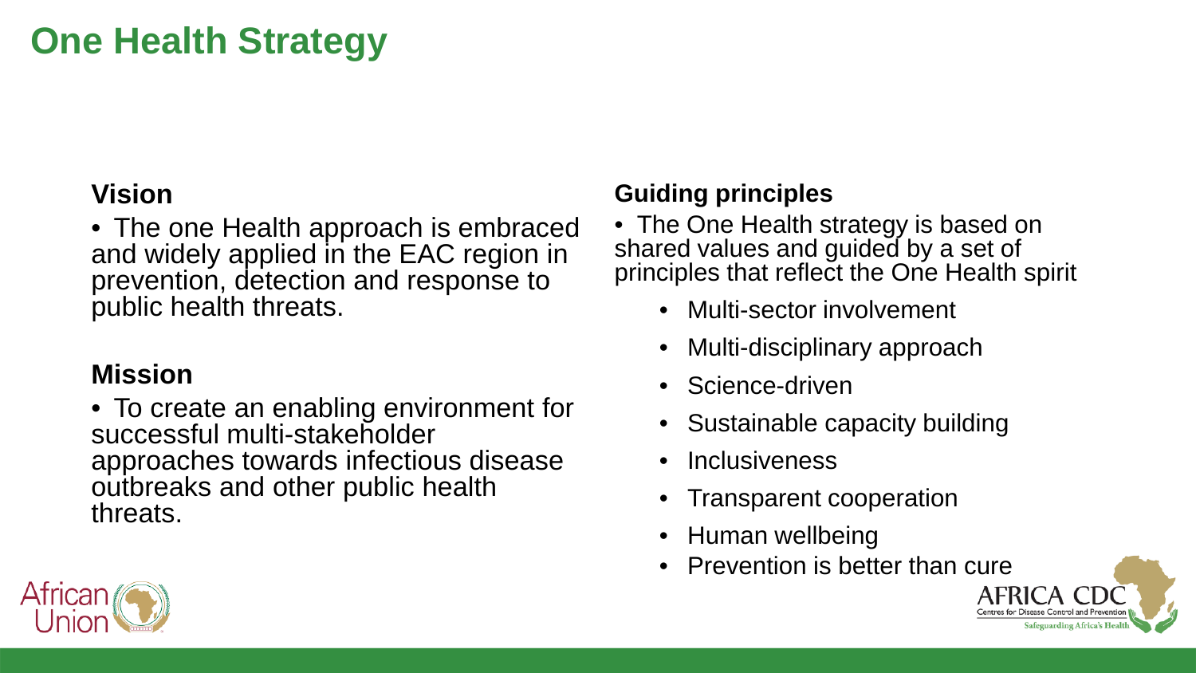# One Health Strategy

## Vision

- The one Health approach is embraced and widely applied in the EAC region in prevention, detection and response to public health threats.

## Mission

- To create an enabling environment for successful multi-stakeholder approaches towards infectious disease outbreaks and other public health threats.

## Guiding principles

- The One Health strategy is based on shared values and guided by a set of principles that reflect the One Health spirit
  - Multi-sector involvement
  - Multi-disciplinary approach
  - Science-driven
  - Sustainable capacity building
  - Inclusiveness
  - Transparent cooperation
  - Human wellbeing
  - Prevention is better than cure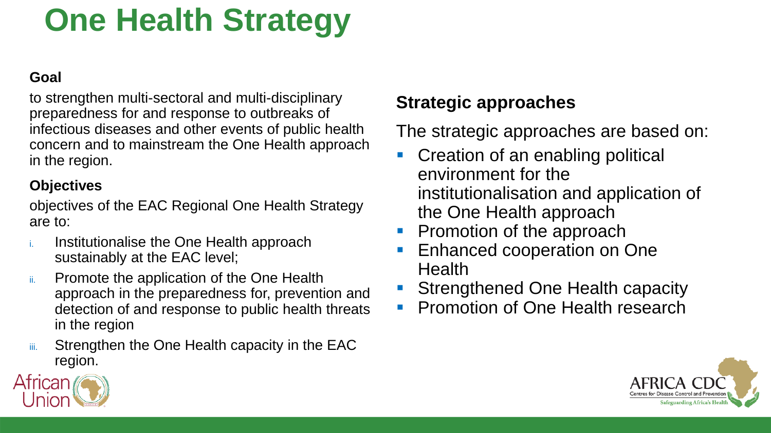# One Health Strategy

### Goal

to strengthen multi-sectoral and multi-disciplinary preparedness for and response to outbreaks of infectious diseases and other events of public health concern and to mainstream the One Health approach in the region.

### Objectives

objectives of the EAC Regional One Health Strategy are to:

i. Institutionalise the One Health approach sustainably at the EAC level;
ii. Promote the application of the One Health approach in the preparedness for, prevention and detection of and response to public health threats in the region
iii. Strengthen the One Health capacity in the EAC region.

### Strategic approaches

The strategic approaches are based on:

- Creation of an enabling political environment for the institutionalisation and application of the One Health approach
- Promotion of the approach
- Enhanced cooperation on One Health
- Strengthened One Health capacity
- Promotion of One Health research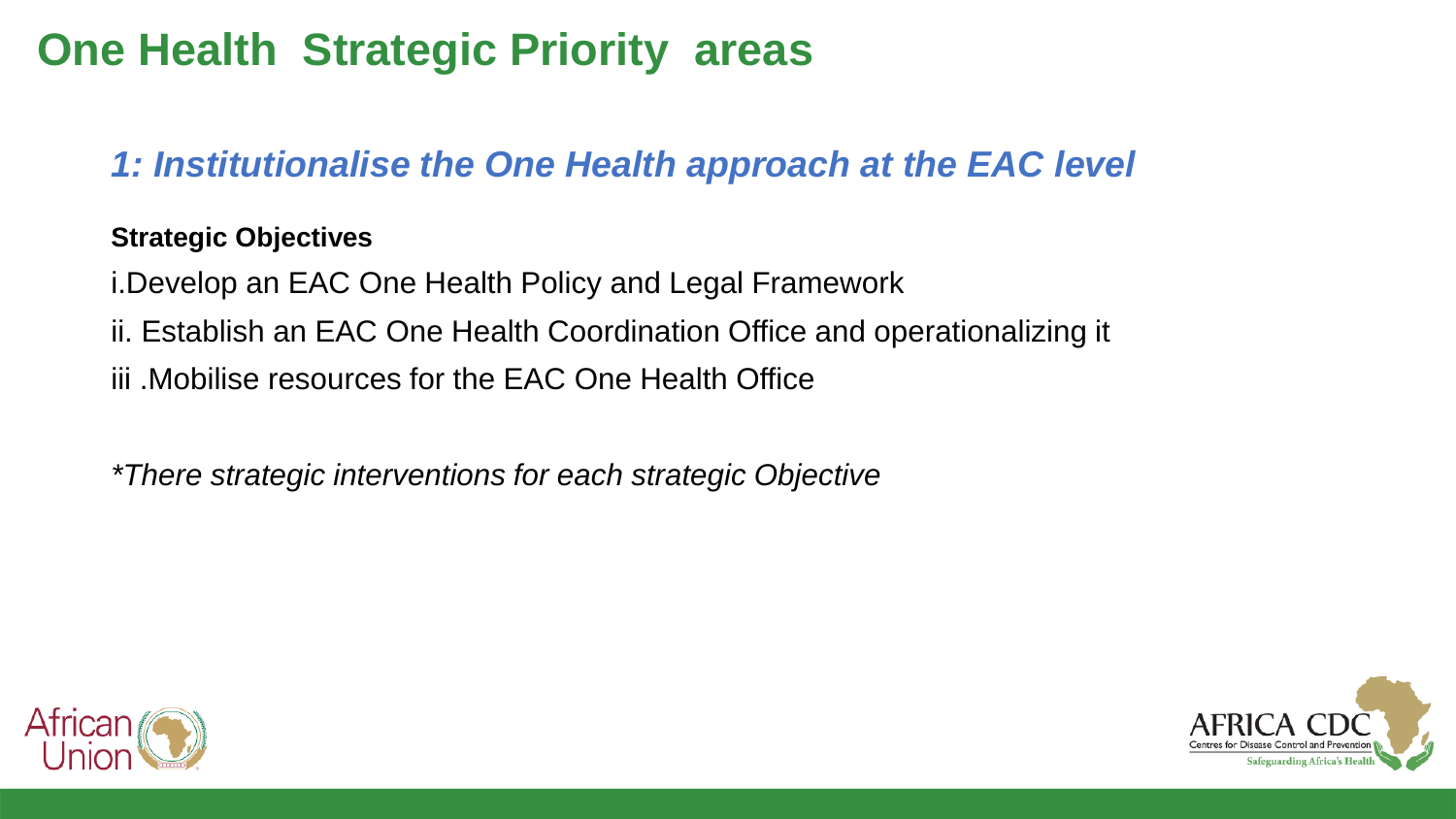# One Health Strategic Priority areas

## *1: Institutionalise the One Health approach at the EAC level*

**Strategic Objectives**

i.Develop an EAC One Health Policy and Legal Framework

ii. Establish an EAC One Health Coordination Office and operationalizing it

iii .Mobilise resources for the EAC One Health Office

**There strategic interventions for each strategic Objective*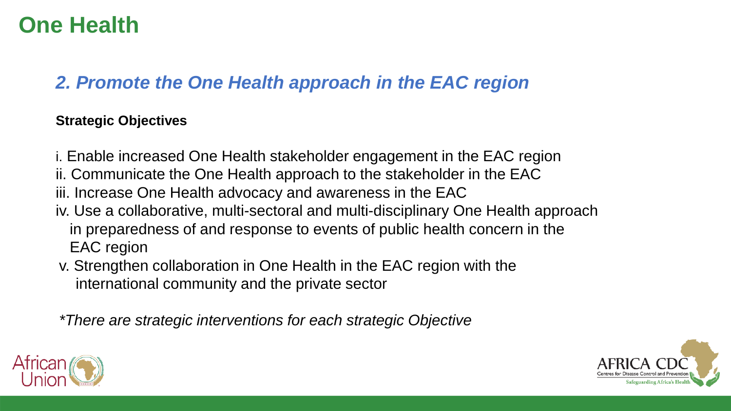# One Health

## *2. Promote the One Health approach in the EAC region*

**Strategic Objectives**

i. Enable increased One Health stakeholder engagement in the EAC region
ii. Communicate the One Health approach to the stakeholder in the EAC
iii. Increase One Health advocacy and awareness in the EAC
iv. Use a collaborative, multi-sectoral and multi-disciplinary One Health approach in preparedness of and response to events of public health concern in the EAC region
v. Strengthen collaboration in One Health in the EAC region with the international community and the private sector

*\*There are strategic interventions for each strategic Objective*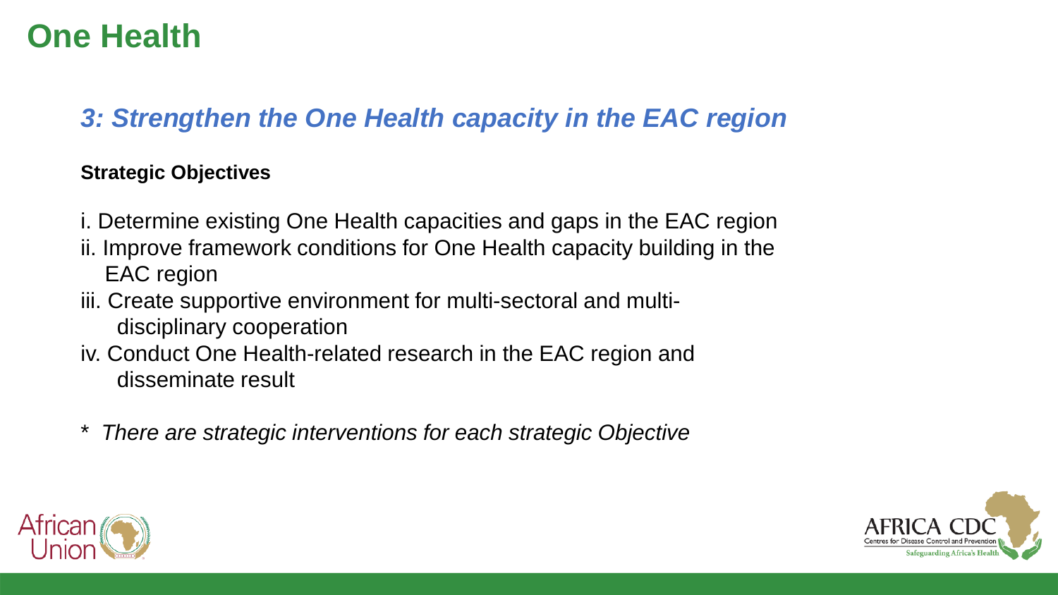# One Health

## *3: Strengthen the One Health capacity in the EAC region*

**Strategic Objectives**

i. Determine existing One Health capacities and gaps in the EAC region
ii. Improve framework conditions for One Health capacity building in the EAC region
iii. Create supportive environment for multi-sectoral and multi-disciplinary cooperation
iv. Conduct One Health-related research in the EAC region and disseminate result

* *There are strategic interventions for each strategic Objective*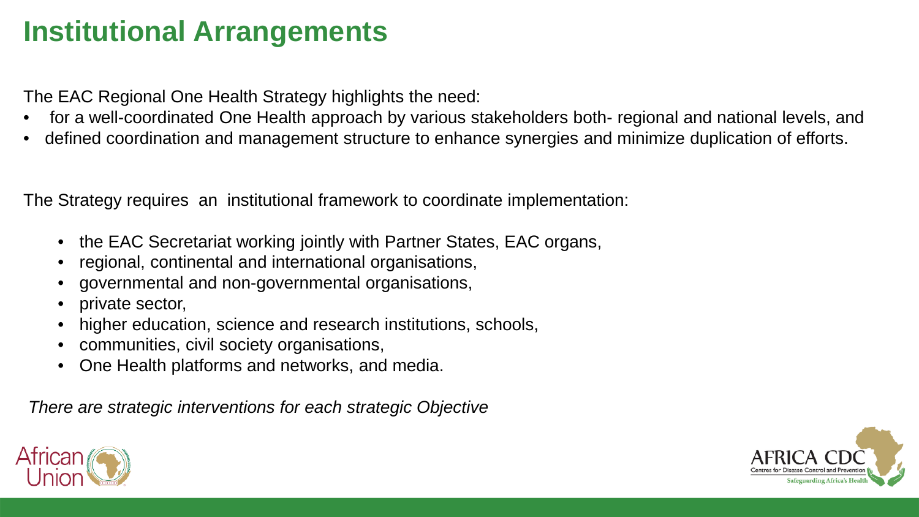# Institutional Arrangements

The EAC Regional One Health Strategy highlights the need:

- for a well-coordinated One Health approach by various stakeholders both- regional and national levels, and
- defined coordination and management structure to enhance synergies and minimize duplication of efforts.

The Strategy requires an institutional framework to coordinate implementation:

- the EAC Secretariat working jointly with Partner States, EAC organs,
- regional, continental and international organisations,
- governmental and non-governmental organisations,
- private sector,
- higher education, science and research institutions, schools,
- communities, civil society organisations,
- One Health platforms and networks, and media.

*There are strategic interventions for each strategic Objective*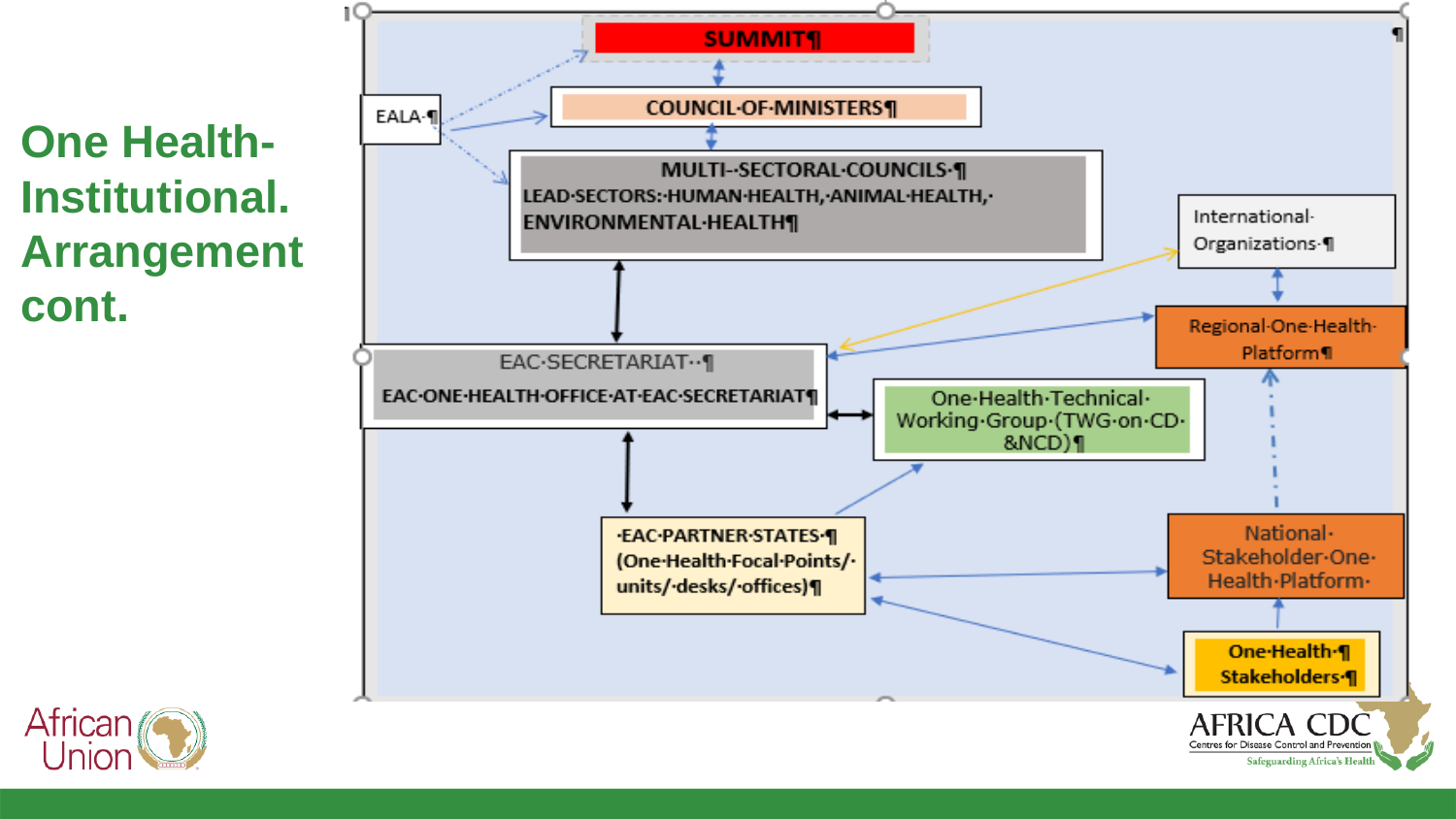# One Health- Institutional. Arrangement cont.

SUMMIT

EALA

COUNCIL OF MINISTERS

MULTI- SECTORAL COUNCILS
LEAD SECTORS: HUMAN HEALTH, ANIMAL HEALTH, ENVIRONMENTAL HEALTH

International Organizations

Regional One Health Platform

EAC SECRETARIAT
EAC ONE HEALTH OFFICE AT EAC SECRETARIAT

One Health Technical Working Group (TWG on CD &NCD)

EAC PARTNER STATES
(One Health Focal Points/ units/ desks/ offices)

National Stakeholder One Health Platform

One Health Stakeholders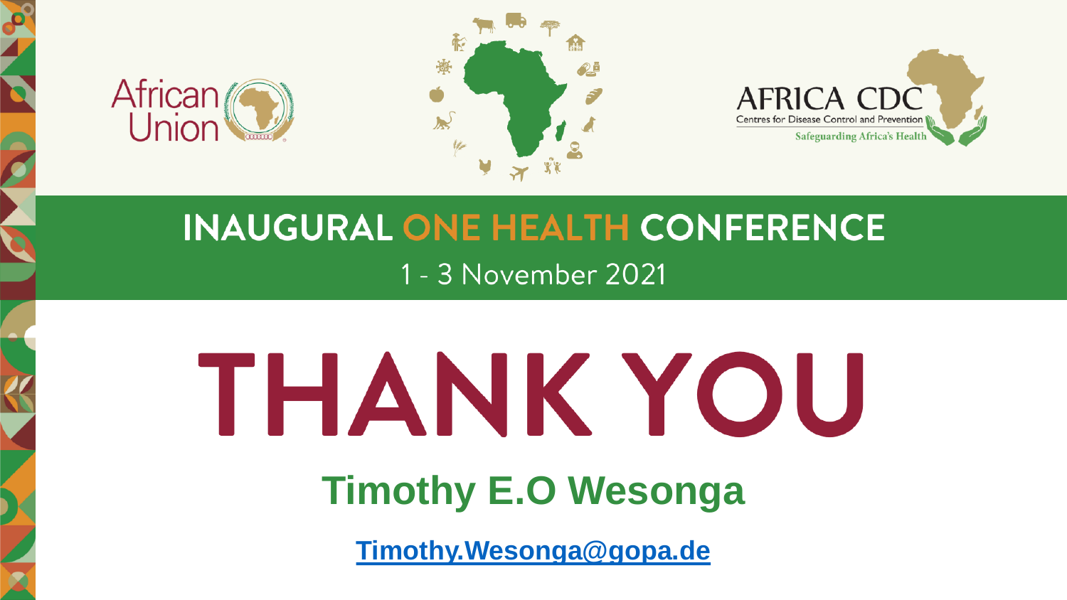African Union

AFRICA CDC

Centres for Disease Control and Prevention

Safeguarding Africa's Health

# INAUGURAL ONE HEALTH CONFERENCE

1 - 3 November 2021

# THANK YOU

**Timothy E.O Wesonga**

**Timothy.Wesonga@gopa.de**